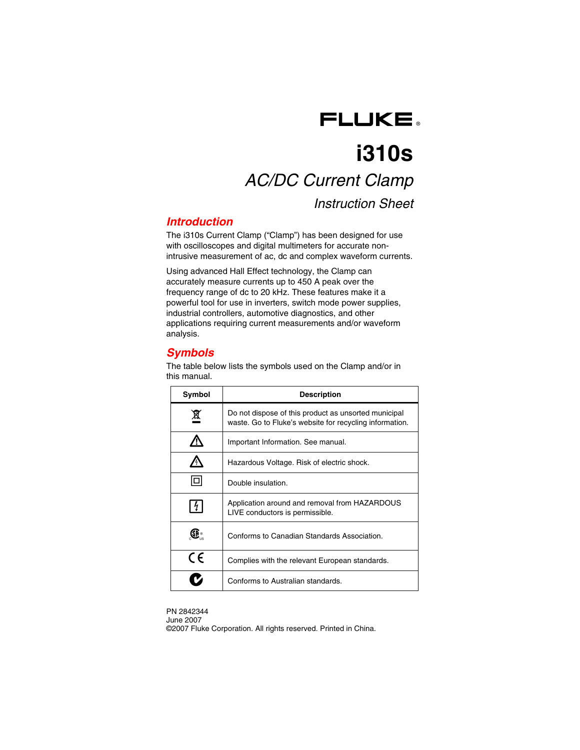FLUKE®

# i310s

## *AC/DC Current Clamp*

### *Instruction Sheet*

## Introduction

The i310s Current Clamp (“Clamp”) has been designed for use with oscilloscopes and digital multimeters for accurate non-intrusive measurement of ac, dc and complex waveform currents.

Using advanced Hall Effect technology, the Clamp can accurately measure currents up to 450 A peak over the frequency range of dc to 20 kHz. These features make it a powerful tool for use in inverters, switch mode power supplies, industrial controllers, automotive diagnostics, and other applications requiring current measurements and/or waveform analysis.

## Symbols

The table below lists the symbols used on the Clamp and/or in this manual.

| Symbol | Description |
| --- | --- |
| (crossed-out wheeled bin symbol) | Do not dispose of this product as unsorted municipal waste. Go to Fluke’s website for recycling information. |
| ⚠ | Important Information. See manual. |
| (warning triangle with lightning bolt) | Hazardous Voltage. Risk of electric shock. |
| ⧈ | Double insulation. |
| (square with lightning bolt) | Application around and removal from HAZARDOUS LIVE conductors is permissible. |
| (CSA C US mark) | Conforms to Canadian Standards Association. |
| CE | Complies with the relevant European standards. |
| (C-tick mark) | Conforms to Australian standards. |

PN 2842344
June 2007
©2007 Fluke Corporation. All rights reserved. Printed in China.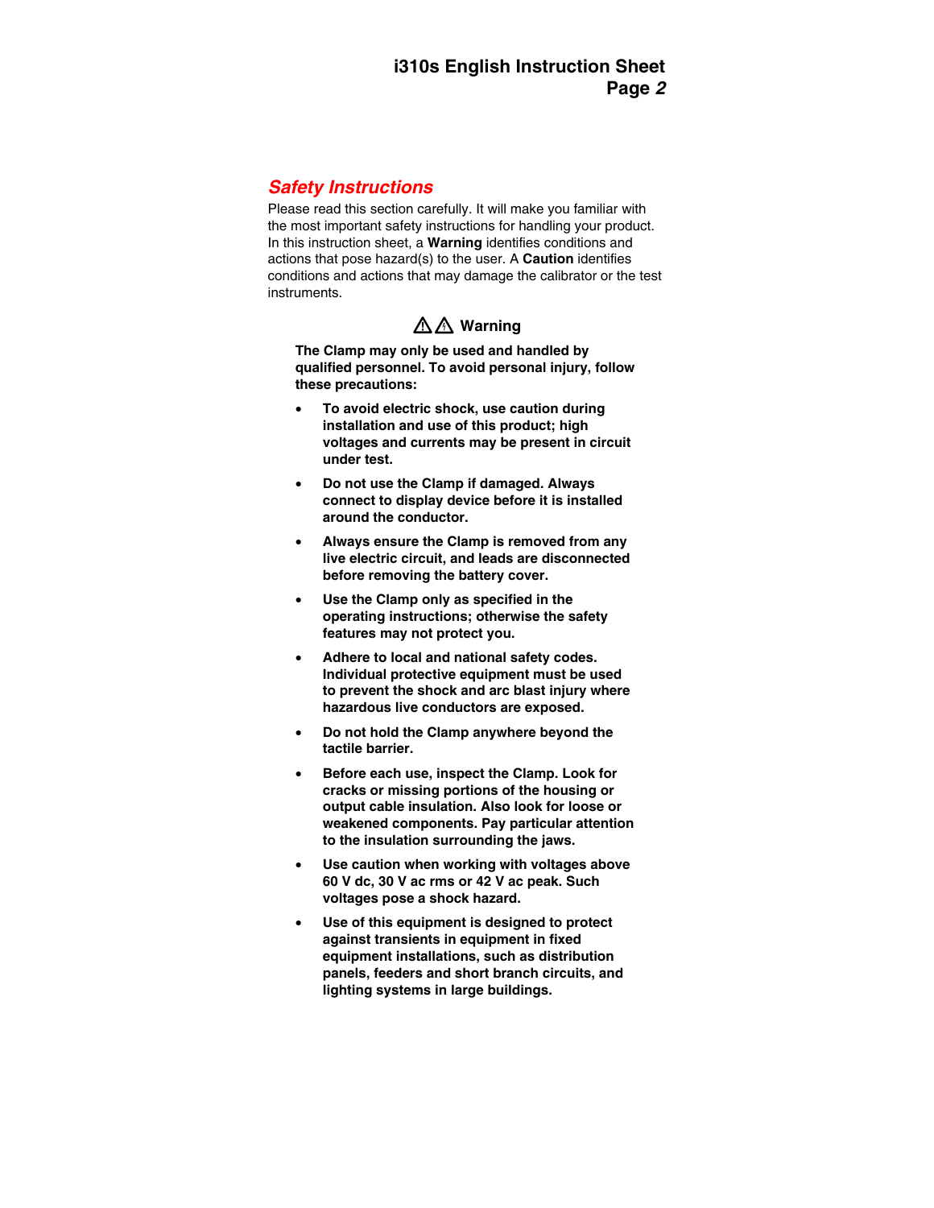## *Safety Instructions*

Please read this section carefully. It will make you familiar with the most important safety instructions for handling your product. In this instruction sheet, a **Warning** identifies conditions and actions that pose hazard(s) to the user. A **Caution** identifies conditions and actions that may damage the calibrator or the test instruments.

### ⚠ ⚠ Warning

**The Clamp may only be used and handled by qualified personnel. To avoid personal injury, follow these precautions:**

- **To avoid electric shock, use caution during installation and use of this product; high voltages and currents may be present in circuit under test.**
- **Do not use the Clamp if damaged. Always connect to display device before it is installed around the conductor.**
- **Always ensure the Clamp is removed from any live electric circuit, and leads are disconnected before removing the battery cover.**
- **Use the Clamp only as specified in the operating instructions; otherwise the safety features may not protect you.**
- **Adhere to local and national safety codes. Individual protective equipment must be used to prevent the shock and arc blast injury where hazardous live conductors are exposed.**
- **Do not hold the Clamp anywhere beyond the tactile barrier.**
- **Before each use, inspect the Clamp. Look for cracks or missing portions of the housing or output cable insulation. Also look for loose or weakened components. Pay particular attention to the insulation surrounding the jaws.**
- **Use caution when working with voltages above 60 V dc, 30 V ac rms or 42 V ac peak. Such voltages pose a shock hazard.**
- **Use of this equipment is designed to protect against transients in equipment in fixed equipment installations, such as distribution panels, feeders and short branch circuits, and lighting systems in large buildings.**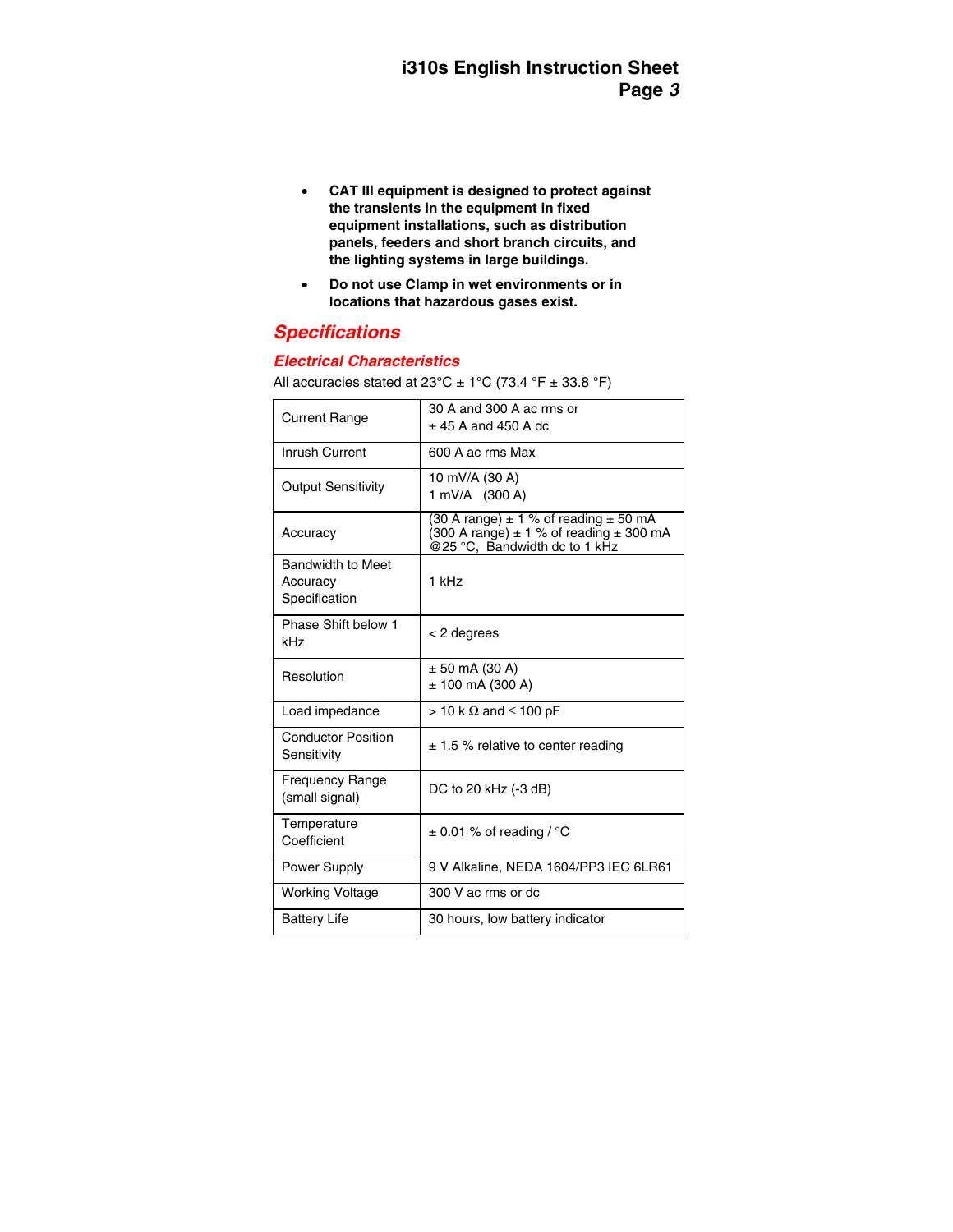- **CAT III equipment is designed to protect against the transients in the equipment in fixed equipment installations, such as distribution panels, feeders and short branch circuits, and the lighting systems in large buildings.**
- **Do not use Clamp in wet environments or in locations that hazardous gases exist.**

## Specifications

### Electrical Characteristics

All accuracies stated at 23°C ± 1°C (73.4 °F ± 33.8 °F)

| | |
|---|---|
| Current Range | 30 A and 300 A ac rms or<br>± 45 A and 450 A dc |
| Inrush Current | 600 A ac rms Max |
| Output Sensitivity | 10 mV/A (30 A)<br>1 mV/A (300 A) |
| Accuracy | (30 A range) ± 1 % of reading ± 50 mA<br>(300 A range) ± 1 % of reading ± 300 mA<br>@25 °C, Bandwidth dc to 1 kHz |
| Bandwidth to Meet Accuracy Specification | 1 kHz |
| Phase Shift below 1 kHz | < 2 degrees |
| Resolution | ± 50 mA (30 A)<br>± 100 mA (300 A) |
| Load impedance | > 10 k Ω and ≤ 100 pF |
| Conductor Position Sensitivity | ± 1.5 % relative to center reading |
| Frequency Range (small signal) | DC to 20 kHz (-3 dB) |
| Temperature Coefficient | ± 0.01 % of reading / °C |
| Power Supply | 9 V Alkaline, NEDA 1604/PP3 IEC 6LR61 |
| Working Voltage | 300 V ac rms or dc |
| Battery Life | 30 hours, low battery indicator |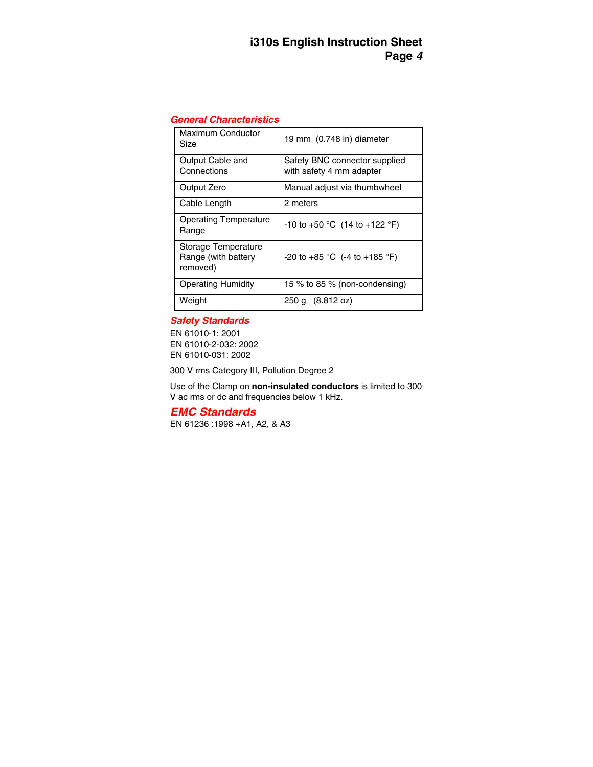## General Characteristics

| | |
|---|---|
| Maximum Conductor Size | 19 mm (0.748 in) diameter |
| Output Cable and Connections | Safety BNC connector supplied with safety 4 mm adapter |
| Output Zero | Manual adjust via thumbwheel |
| Cable Length | 2 meters |
| Operating Temperature Range | -10 to +50 °C (14 to +122 °F) |
| Storage Temperature Range (with battery removed) | -20 to +85 °C (-4 to +185 °F) |
| Operating Humidity | 15 % to 85 % (non-condensing) |
| Weight | 250 g (8.812 oz) |

## Safety Standards

EN 61010-1: 2001
EN 61010-2-032: 2002
EN 61010-031: 2002

300 V rms Category III, Pollution Degree 2

Use of the Clamp on **non-insulated conductors** is limited to 300 V ac rms or dc and frequencies below 1 kHz.

## EMC Standards

EN 61236 :1998 +A1, A2, & A3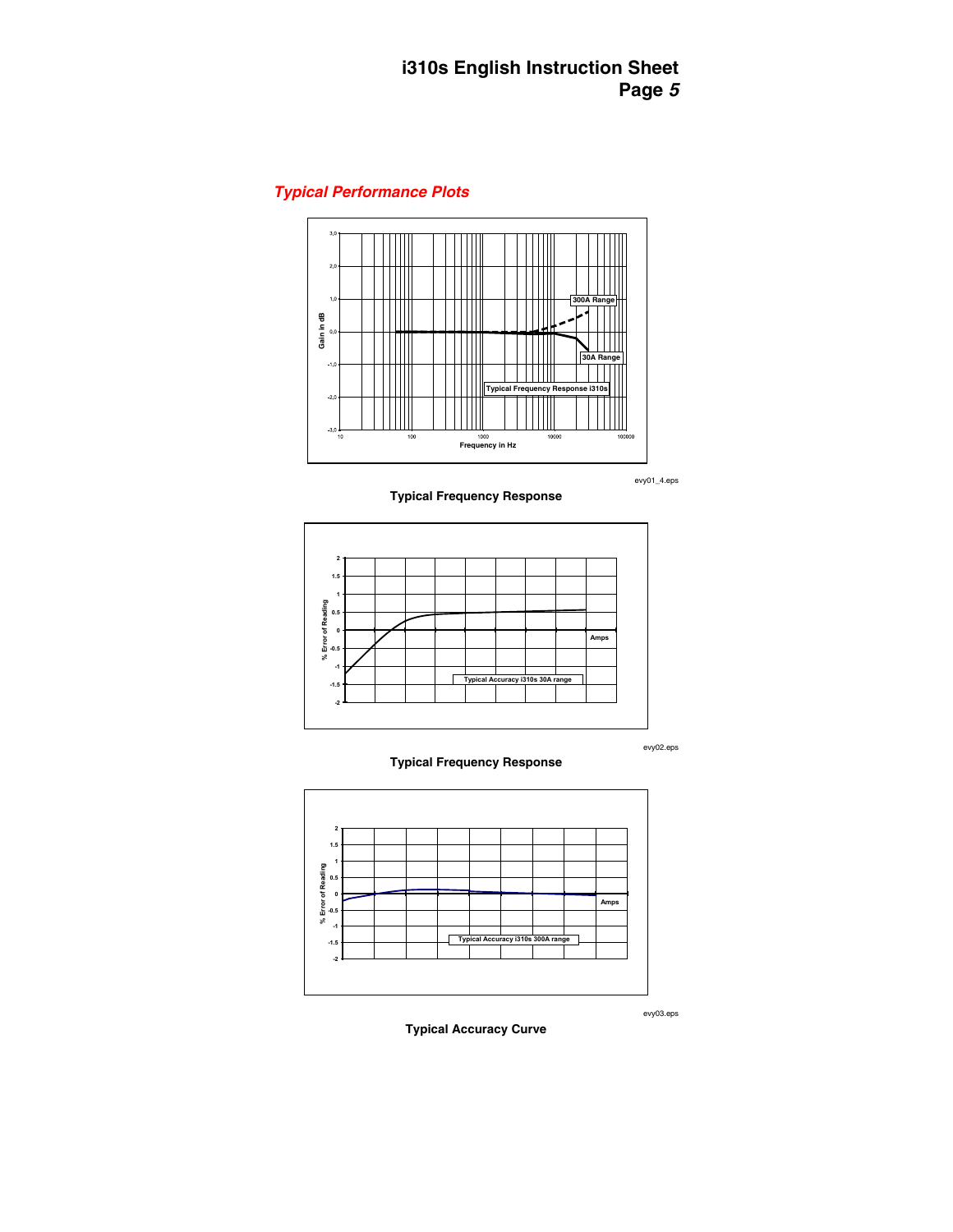## *Typical Performance Plots*

evy01_4.eps

**Typical Frequency Response**

evy02.eps

**Typical Frequency Response**

evy03.eps

**Typical Accuracy Curve**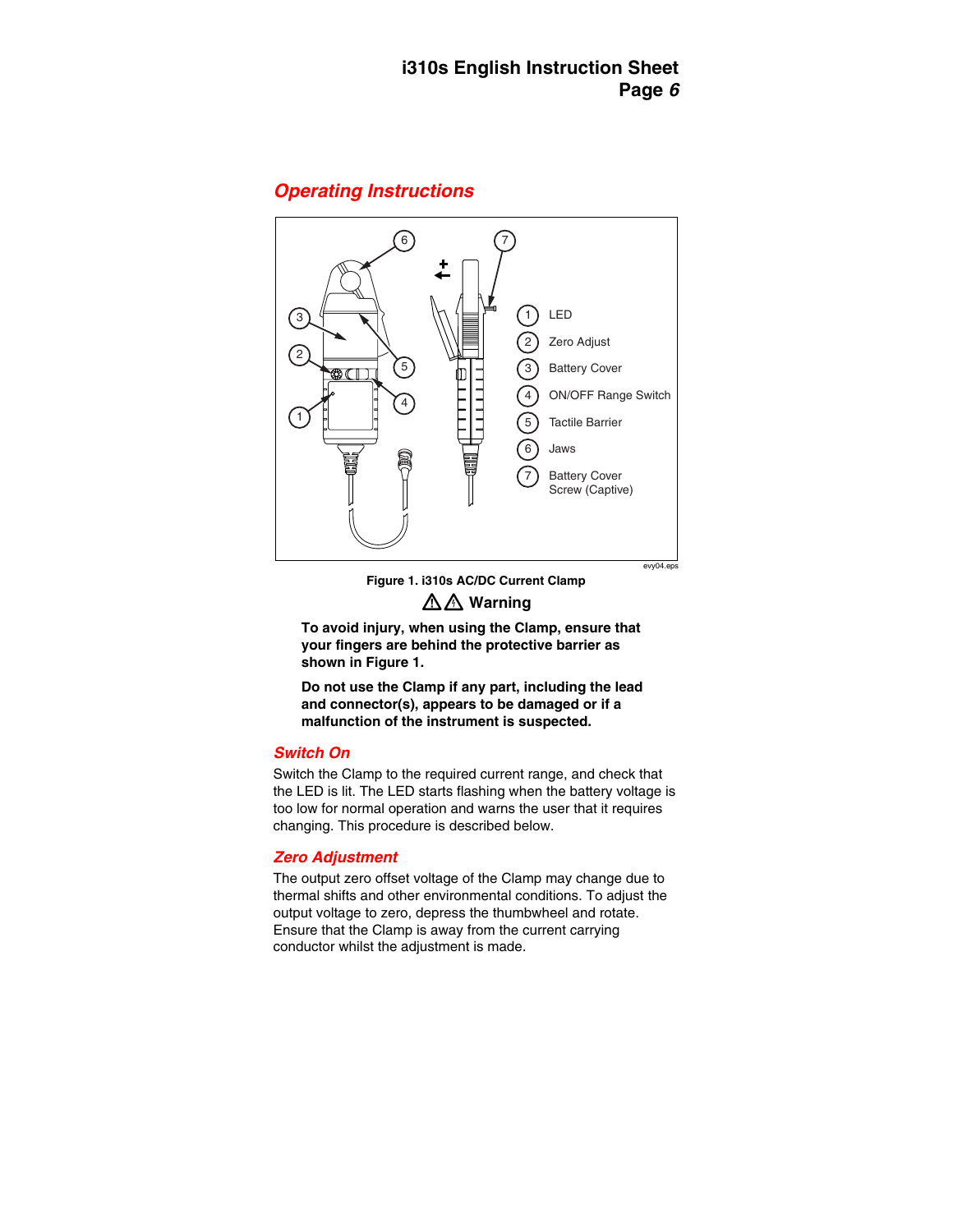## Operating Instructions

1. LED
2. Zero Adjust
3. Battery Cover
4. ON/OFF Range Switch
5. Tactile Barrier
6. Jaws
7. Battery Cover Screw (Captive)

evy04.eps

**Figure 1. i310s AC/DC Current Clamp**

### ⚠ ⚠ Warning

**To avoid injury, when using the Clamp, ensure that your fingers are behind the protective barrier as shown in Figure 1.**

**Do not use the Clamp if any part, including the lead and connector(s), appears to be damaged or if a malfunction of the instrument is suspected.**

### Switch On

Switch the Clamp to the required current range, and check that the LED is lit. The LED starts flashing when the battery voltage is too low for normal operation and warns the user that it requires changing. This procedure is described below.

### Zero Adjustment

The output zero offset voltage of the Clamp may change due to thermal shifts and other environmental conditions. To adjust the output voltage to zero, depress the thumbwheel and rotate. Ensure that the Clamp is away from the current carrying conductor whilst the adjustment is made.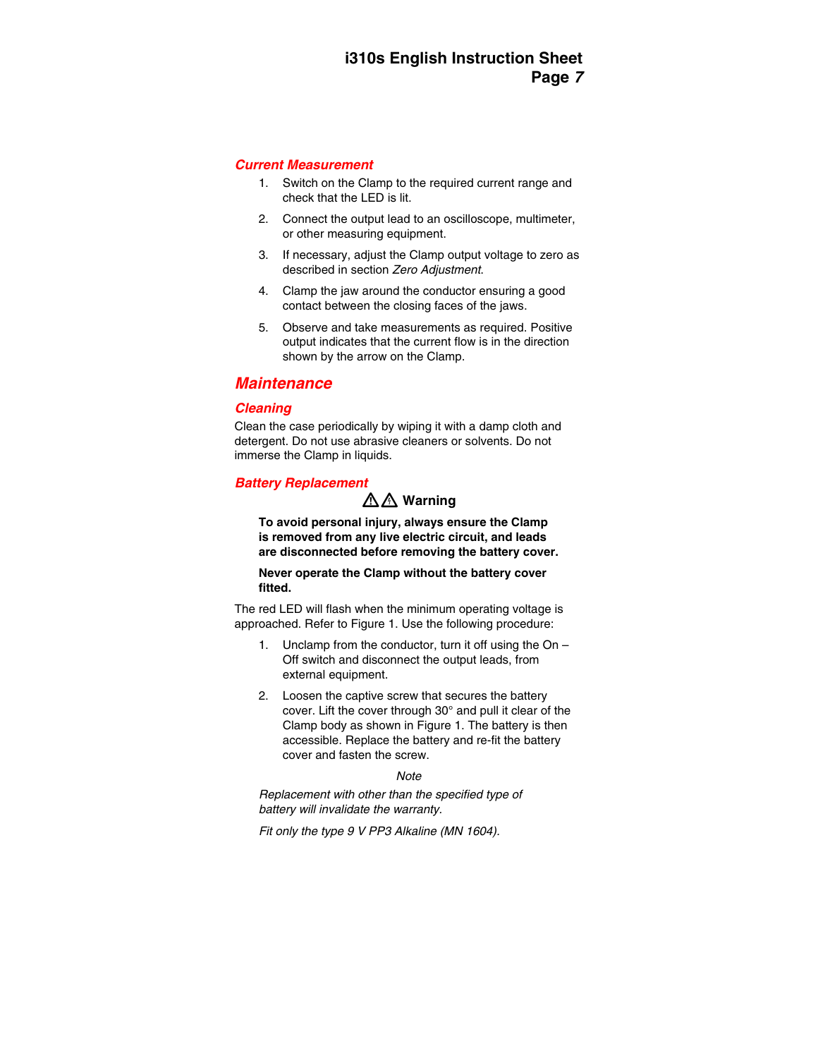### Current Measurement

1. Switch on the Clamp to the required current range and check that the LED is lit.
2. Connect the output lead to an oscilloscope, multimeter, or other measuring equipment.
3. If necessary, adjust the Clamp output voltage to zero as described in section *Zero Adjustment*.
4. Clamp the jaw around the conductor ensuring a good contact between the closing faces of the jaws.
5. Observe and take measurements as required. Positive output indicates that the current flow is in the direction shown by the arrow on the Clamp.

## Maintenance

### Cleaning

Clean the case periodically by wiping it with a damp cloth and detergent. Do not use abrasive cleaners or solvents. Do not immerse the Clamp in liquids.

### Battery Replacement

**⚠⚠ Warning**

**To avoid personal injury, always ensure the Clamp is removed from any live electric circuit, and leads are disconnected before removing the battery cover.**

**Never operate the Clamp without the battery cover fitted.**

The red LED will flash when the minimum operating voltage is approached. Refer to Figure 1. Use the following procedure:

1. Unclamp from the conductor, turn it off using the On – Off switch and disconnect the output leads, from external equipment.
2. Loosen the captive screw that secures the battery cover. Lift the cover through 30° and pull it clear of the Clamp body as shown in Figure 1. The battery is then accessible. Replace the battery and re-fit the battery cover and fasten the screw.

*Note*

*Replacement with other than the specified type of battery will invalidate the warranty.*

*Fit only the type 9 V PP3 Alkaline (MN 1604).*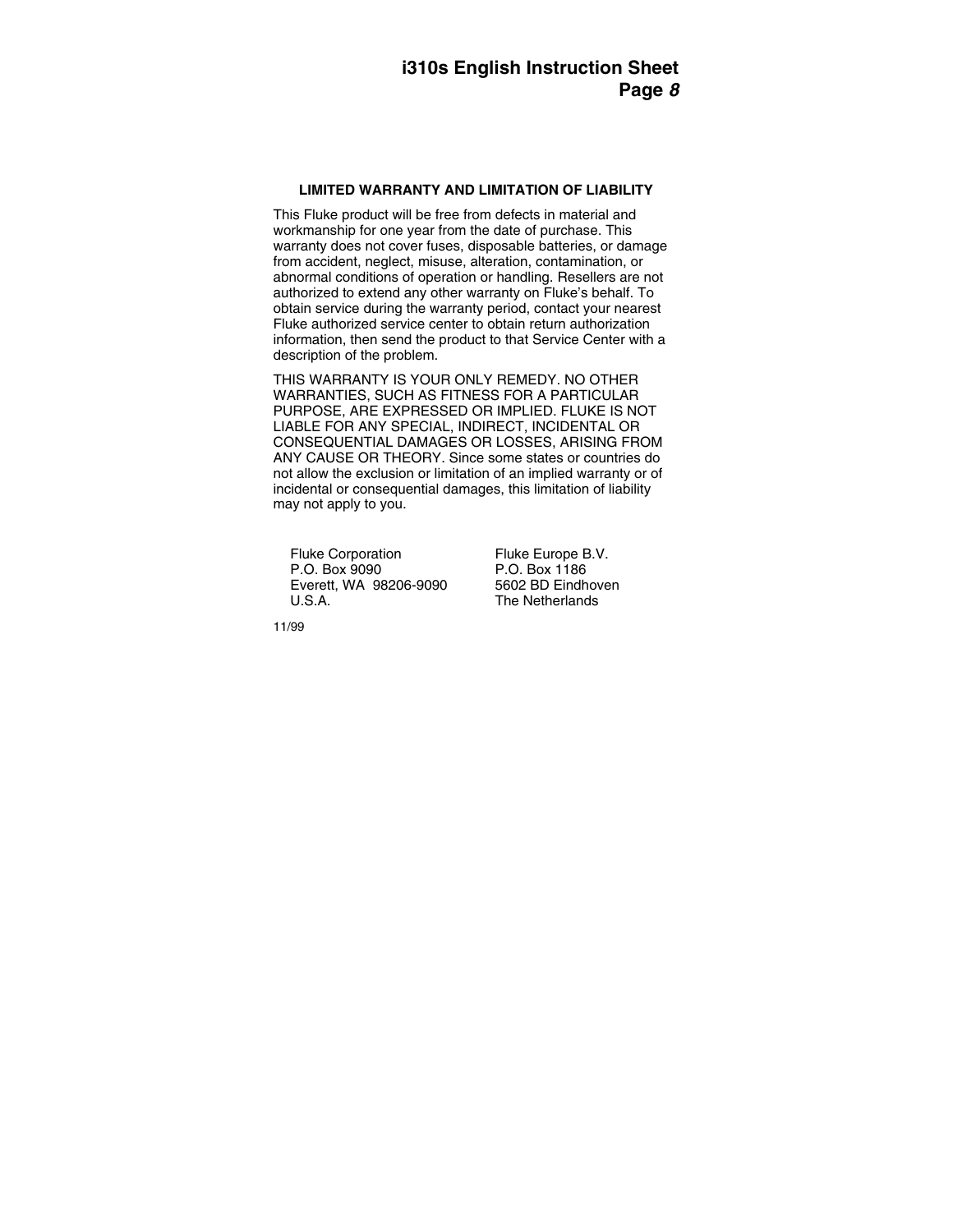### LIMITED WARRANTY AND LIMITATION OF LIABILITY

This Fluke product will be free from defects in material and workmanship for one year from the date of purchase. This warranty does not cover fuses, disposable batteries, or damage from accident, neglect, misuse, alteration, contamination, or abnormal conditions of operation or handling. Resellers are not authorized to extend any other warranty on Fluke's behalf. To obtain service during the warranty period, contact your nearest Fluke authorized service center to obtain return authorization information, then send the product to that Service Center with a description of the problem.

THIS WARRANTY IS YOUR ONLY REMEDY. NO OTHER WARRANTIES, SUCH AS FITNESS FOR A PARTICULAR PURPOSE, ARE EXPRESSED OR IMPLIED. FLUKE IS NOT LIABLE FOR ANY SPECIAL, INDIRECT, INCIDENTAL OR CONSEQUENTIAL DAMAGES OR LOSSES, ARISING FROM ANY CAUSE OR THEORY. Since some states or countries do not allow the exclusion or limitation of an implied warranty or of incidental or consequential damages, this limitation of liability may not apply to you.

Fluke Corporation
P.O. Box 9090
Everett, WA 98206-9090
U.S.A.

Fluke Europe B.V.
P.O. Box 1186
5602 BD Eindhoven
The Netherlands

11/99